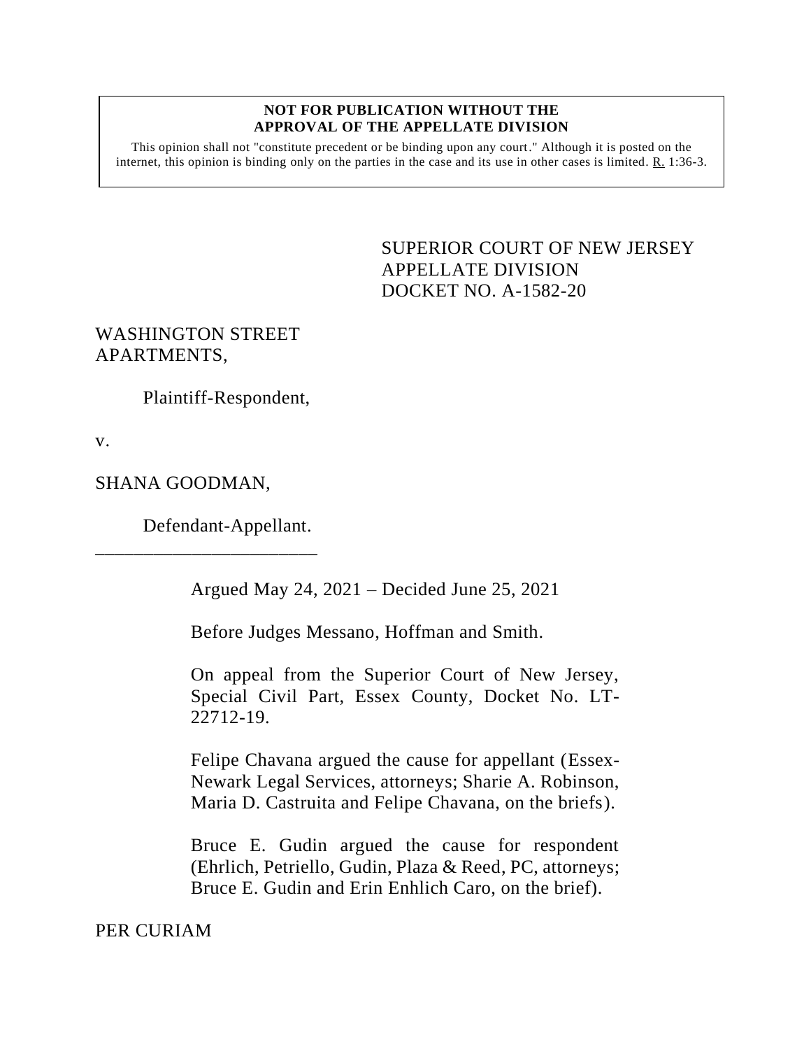**NOT FOR PUBLICATION WITHOUT THE APPROVAL OF THE APPELLATE DIVISION**

This opinion shall not "constitute precedent or be binding upon any court." Although it is posted on the internet, this opinion is binding only on the parties in the case and its use in other cases is limited. R. 1:36-3.

SUPERIOR COURT OF NEW JERSEY
APPELLATE DIVISION
DOCKET NO. A-1582-20

WASHINGTON STREET APARTMENTS,

Plaintiff-Respondent,

v.

SHANA GOODMAN,

Defendant-Appellant.

_______________________

Argued May 24, 2021 – Decided June 25, 2021

Before Judges Messano, Hoffman and Smith.

On appeal from the Superior Court of New Jersey, Special Civil Part, Essex County, Docket No. LT-22712-19.

Felipe Chavana argued the cause for appellant (Essex-Newark Legal Services, attorneys; Sharie A. Robinson, Maria D. Castruita and Felipe Chavana, on the briefs).

Bruce E. Gudin argued the cause for respondent (Ehrlich, Petriello, Gudin, Plaza & Reed, PC, attorneys; Bruce E. Gudin and Erin Enhlich Caro, on the brief).

PER CURIAM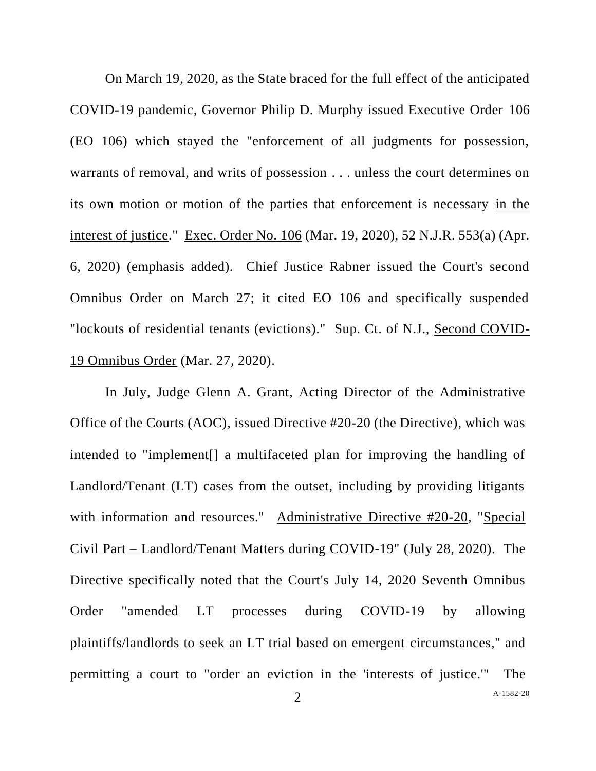On March 19, 2020, as the State braced for the full effect of the anticipated COVID-19 pandemic, Governor Philip D. Murphy issued Executive Order 106 (EO 106) which stayed the "enforcement of all judgments for possession, warrants of removal, and writs of possession . . . unless the court determines on its own motion or motion of the parties that enforcement is necessary <u>in the interest of justice</u>." <u>Exec. Order No. 106</u> (Mar. 19, 2020), 52 N.J.R. 553(a) (Apr. 6, 2020) (emphasis added). Chief Justice Rabner issued the Court's second Omnibus Order on March 27; it cited EO 106 and specifically suspended "lockouts of residential tenants (evictions)." Sup. Ct. of N.J., <u>Second COVID-19 Omnibus Order</u> (Mar. 27, 2020).

In July, Judge Glenn A. Grant, Acting Director of the Administrative Office of the Courts (AOC), issued Directive #20-20 (the Directive), which was intended to "implement[] a multifaceted plan for improving the handling of Landlord/Tenant (LT) cases from the outset, including by providing litigants with information and resources." <u>Administrative Directive #20-20</u>, "<u>Special Civil Part – Landlord/Tenant Matters during COVID-19</u>" (July 28, 2020). The Directive specifically noted that the Court's July 14, 2020 Seventh Omnibus Order "amended LT processes during COVID-19 by allowing plaintiffs/landlords to seek an LT trial based on emergent circumstances," and permitting a court to "order an eviction in the 'interests of justice.'" The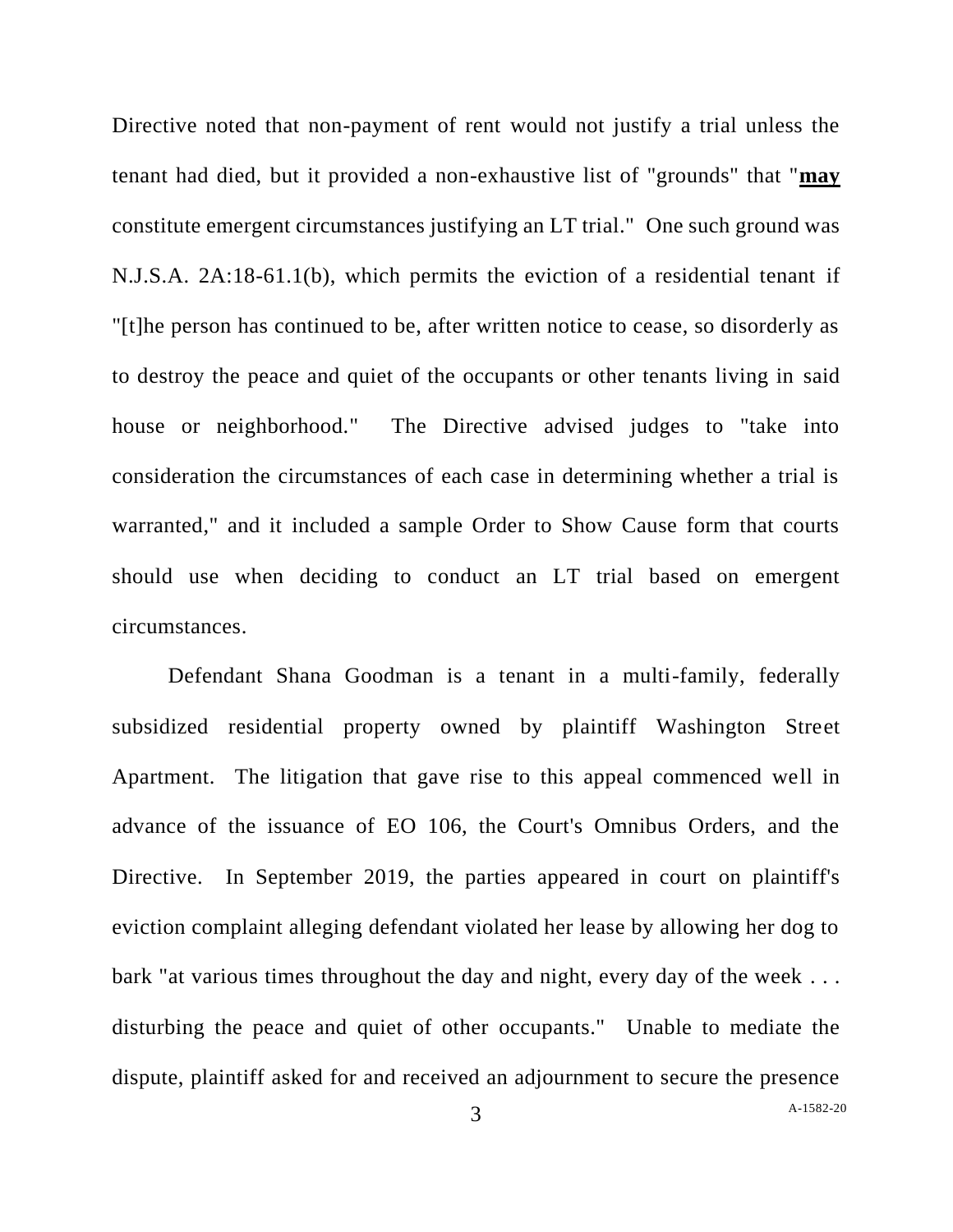Directive noted that non-payment of rent would not justify a trial unless the tenant had died, but it provided a non-exhaustive list of "grounds" that "**<u>may</u>** constitute emergent circumstances justifying an LT trial." One such ground was N.J.S.A. 2A:18-61.1(b), which permits the eviction of a residential tenant if "[t]he person has continued to be, after written notice to cease, so disorderly as to destroy the peace and quiet of the occupants or other tenants living in said house or neighborhood." The Directive advised judges to "take into consideration the circumstances of each case in determining whether a trial is warranted," and it included a sample Order to Show Cause form that courts should use when deciding to conduct an LT trial based on emergent circumstances.

Defendant Shana Goodman is a tenant in a multi-family, federally subsidized residential property owned by plaintiff Washington Street Apartment. The litigation that gave rise to this appeal commenced well in advance of the issuance of EO 106, the Court's Omnibus Orders, and the Directive. In September 2019, the parties appeared in court on plaintiff's eviction complaint alleging defendant violated her lease by allowing her dog to bark "at various times throughout the day and night, every day of the week . . . disturbing the peace and quiet of other occupants." Unable to mediate the dispute, plaintiff asked for and received an adjournment to secure the presence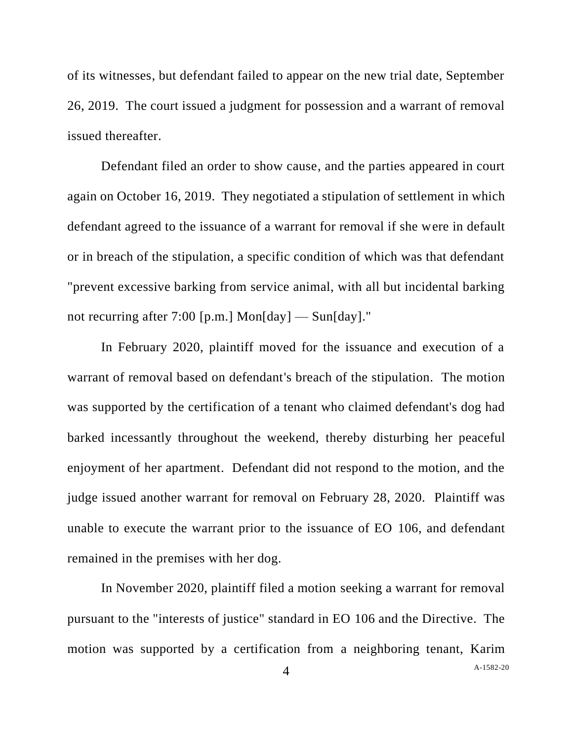of its witnesses, but defendant failed to appear on the new trial date, September 26, 2019. The court issued a judgment for possession and a warrant of removal issued thereafter.

Defendant filed an order to show cause, and the parties appeared in court again on October 16, 2019. They negotiated a stipulation of settlement in which defendant agreed to the issuance of a warrant for removal if she were in default or in breach of the stipulation, a specific condition of which was that defendant "prevent excessive barking from service animal, with all but incidental barking not recurring after 7:00 [p.m.] Mon[day] — Sun[day]."

In February 2020, plaintiff moved for the issuance and execution of a warrant of removal based on defendant's breach of the stipulation. The motion was supported by the certification of a tenant who claimed defendant's dog had barked incessantly throughout the weekend, thereby disturbing her peaceful enjoyment of her apartment. Defendant did not respond to the motion, and the judge issued another warrant for removal on February 28, 2020. Plaintiff was unable to execute the warrant prior to the issuance of EO 106, and defendant remained in the premises with her dog.

In November 2020, plaintiff filed a motion seeking a warrant for removal pursuant to the "interests of justice" standard in EO 106 and the Directive. The motion was supported by a certification from a neighboring tenant, Karim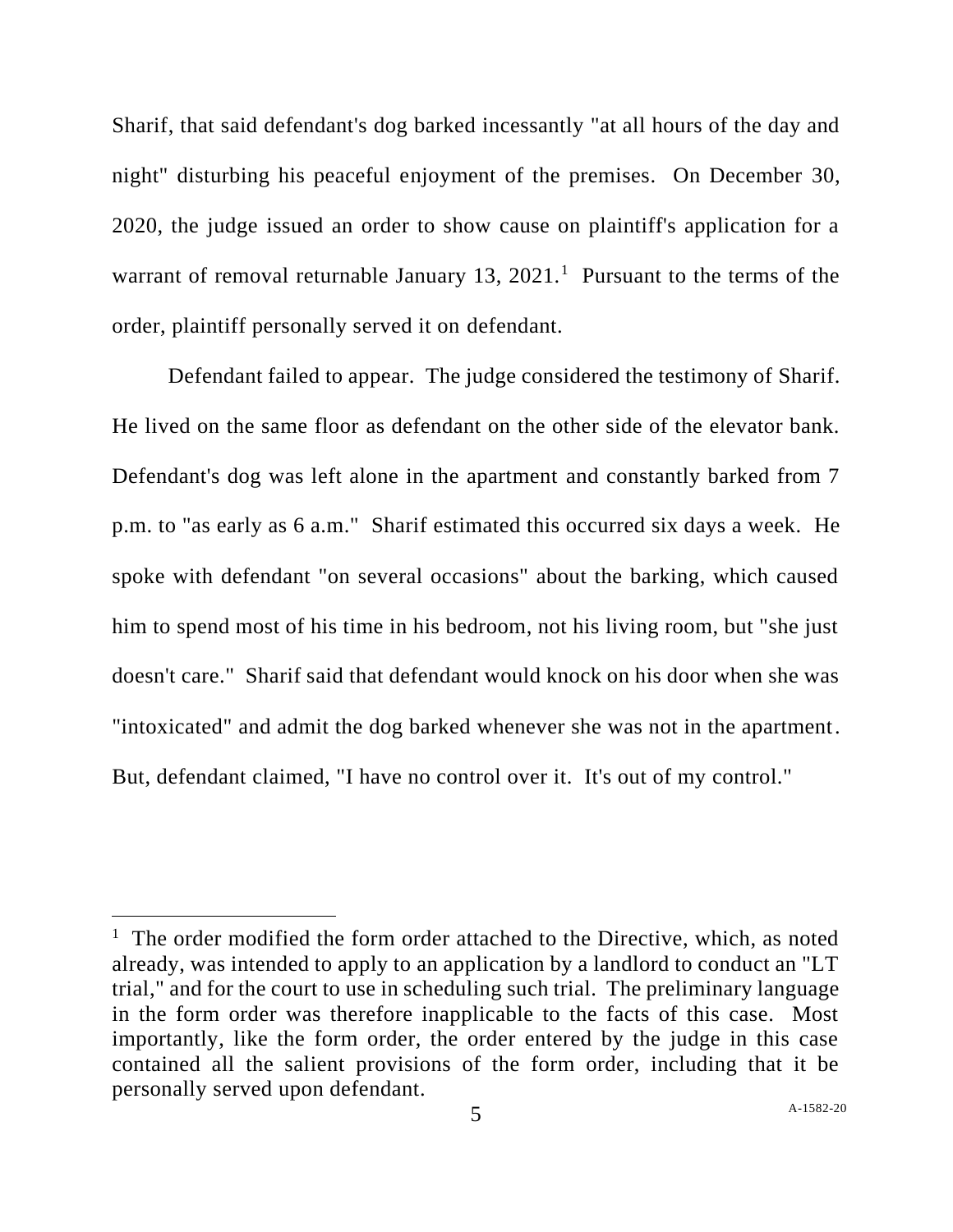Sharif, that said defendant's dog barked incessantly "at all hours of the day and night" disturbing his peaceful enjoyment of the premises. On December 30, 2020, the judge issued an order to show cause on plaintiff's application for a warrant of removal returnable January 13, 2021.[1] Pursuant to the terms of the order, plaintiff personally served it on defendant.

Defendant failed to appear. The judge considered the testimony of Sharif. He lived on the same floor as defendant on the other side of the elevator bank. Defendant's dog was left alone in the apartment and constantly barked from 7 p.m. to "as early as 6 a.m." Sharif estimated this occurred six days a week. He spoke with defendant "on several occasions" about the barking, which caused him to spend most of his time in his bedroom, not his living room, but "she just doesn't care." Sharif said that defendant would knock on his door when she was "intoxicated" and admit the dog barked whenever she was not in the apartment. But, defendant claimed, "I have no control over it. It's out of my control."

---

[1] The order modified the form order attached to the Directive, which, as noted already, was intended to apply to an application by a landlord to conduct an "LT trial," and for the court to use in scheduling such trial. The preliminary language in the form order was therefore inapplicable to the facts of this case. Most importantly, like the form order, the order entered by the judge in this case contained all the salient provisions of the form order, including that it be personally served upon defendant.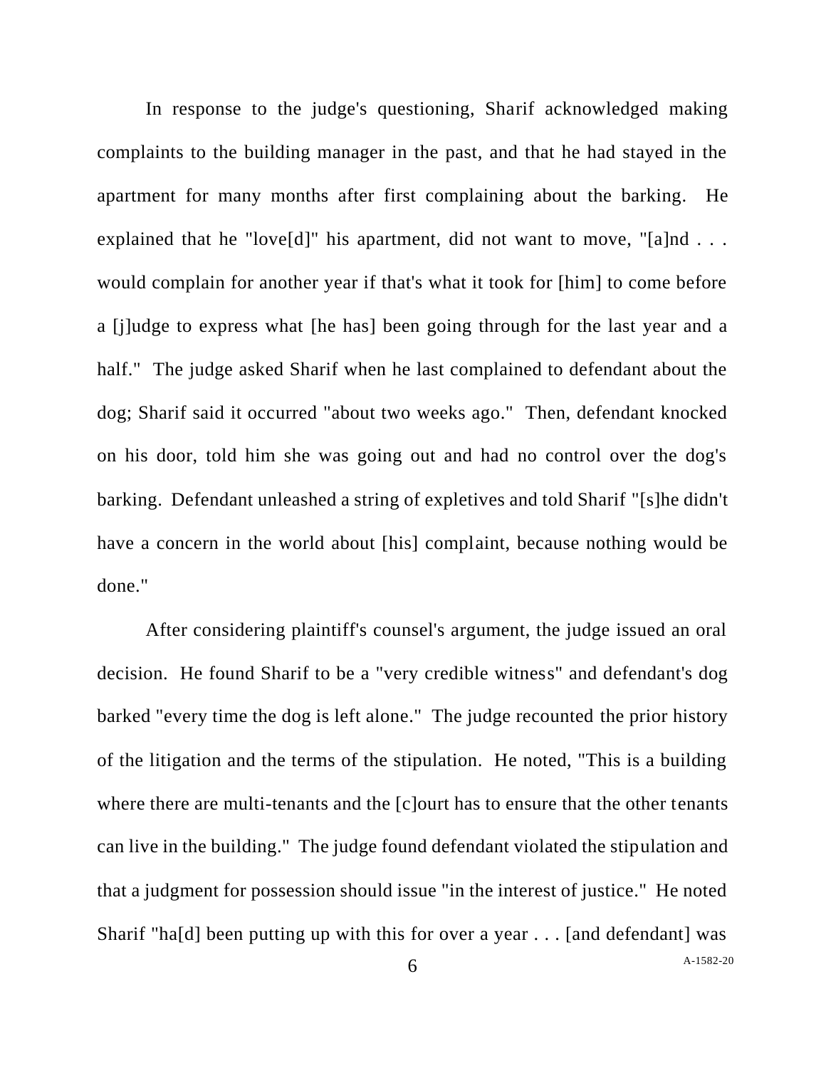In response to the judge's questioning, Sharif acknowledged making complaints to the building manager in the past, and that he had stayed in the apartment for many months after first complaining about the barking. He explained that he "love[d]" his apartment, did not want to move, "[a]nd . . . would complain for another year if that's what it took for [him] to come before a [j]udge to express what [he has] been going through for the last year and a half." The judge asked Sharif when he last complained to defendant about the dog; Sharif said it occurred "about two weeks ago." Then, defendant knocked on his door, told him she was going out and had no control over the dog's barking. Defendant unleashed a string of expletives and told Sharif "[s]he didn't have a concern in the world about [his] complaint, because nothing would be done."

After considering plaintiff's counsel's argument, the judge issued an oral decision. He found Sharif to be a "very credible witness" and defendant's dog barked "every time the dog is left alone." The judge recounted the prior history of the litigation and the terms of the stipulation. He noted, "This is a building where there are multi-tenants and the [c]ourt has to ensure that the other tenants can live in the building." The judge found defendant violated the stipulation and that a judgment for possession should issue "in the interest of justice." He noted Sharif "ha[d] been putting up with this for over a year . . . [and defendant] was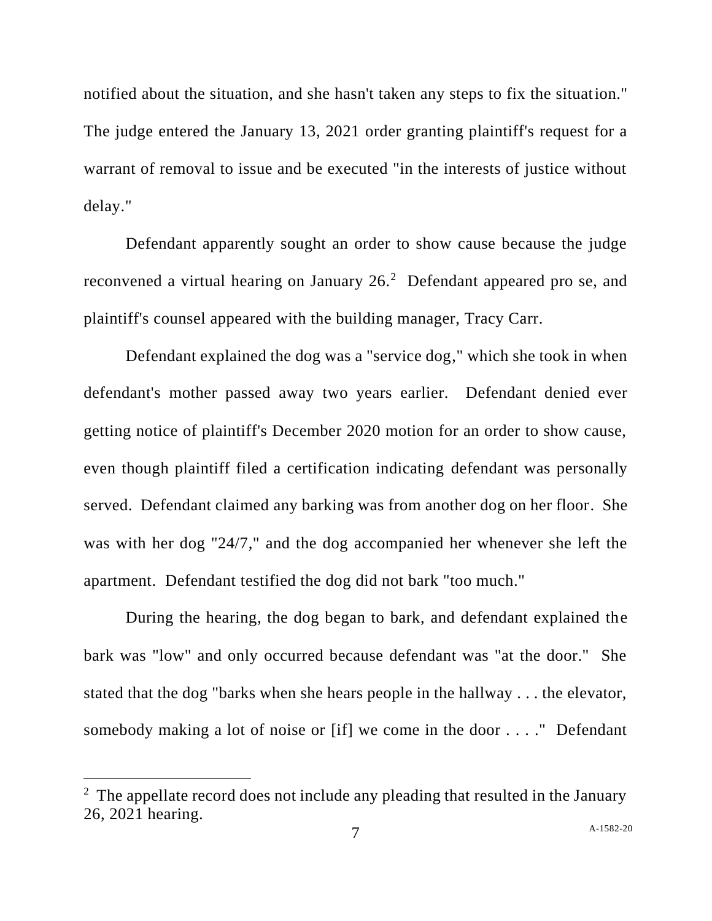notified about the situation, and she hasn't taken any steps to fix the situation." The judge entered the January 13, 2021 order granting plaintiff's request for a warrant of removal to issue and be executed "in the interests of justice without delay."

Defendant apparently sought an order to show cause because the judge reconvened a virtual hearing on January 26.[2] Defendant appeared pro se, and plaintiff's counsel appeared with the building manager, Tracy Carr.

Defendant explained the dog was a "service dog," which she took in when defendant's mother passed away two years earlier. Defendant denied ever getting notice of plaintiff's December 2020 motion for an order to show cause, even though plaintiff filed a certification indicating defendant was personally served. Defendant claimed any barking was from another dog on her floor. She was with her dog "24/7," and the dog accompanied her whenever she left the apartment. Defendant testified the dog did not bark "too much."

During the hearing, the dog began to bark, and defendant explained the bark was "low" and only occurred because defendant was "at the door." She stated that the dog "barks when she hears people in the hallway . . . the elevator, somebody making a lot of noise or [if] we come in the door . . . ." Defendant

[2] The appellate record does not include any pleading that resulted in the January 26, 2021 hearing.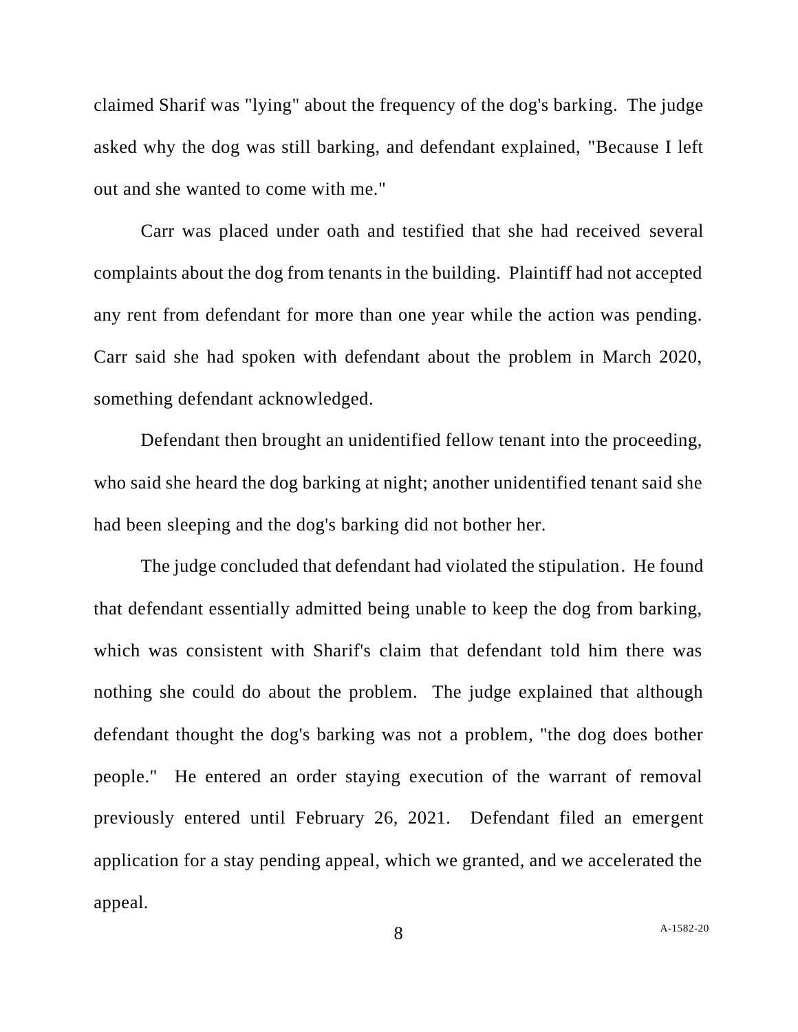claimed Sharif was "lying" about the frequency of the dog's barking. The judge asked why the dog was still barking, and defendant explained, "Because I left out and she wanted to come with me."

Carr was placed under oath and testified that she had received several complaints about the dog from tenants in the building. Plaintiff had not accepted any rent from defendant for more than one year while the action was pending. Carr said she had spoken with defendant about the problem in March 2020, something defendant acknowledged.

Defendant then brought an unidentified fellow tenant into the proceeding, who said she heard the dog barking at night; another unidentified tenant said she had been sleeping and the dog's barking did not bother her.

The judge concluded that defendant had violated the stipulation. He found that defendant essentially admitted being unable to keep the dog from barking, which was consistent with Sharif's claim that defendant told him there was nothing she could do about the problem. The judge explained that although defendant thought the dog's barking was not a problem, "the dog does bother people." He entered an order staying execution of the warrant of removal previously entered until February 26, 2021. Defendant filed an emergent application for a stay pending appeal, which we granted, and we accelerated the appeal.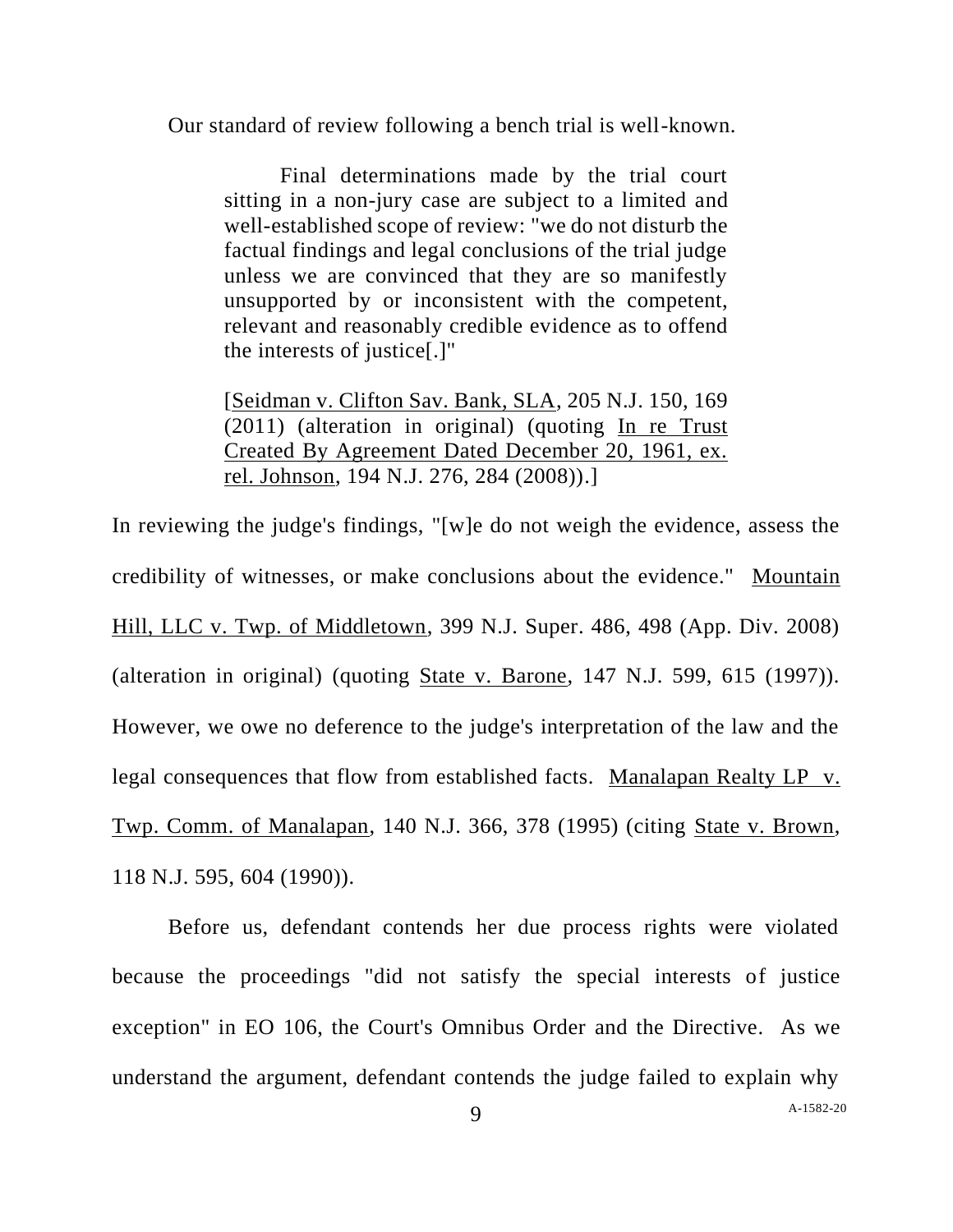Our standard of review following a bench trial is well-known.

> Final determinations made by the trial court sitting in a non-jury case are subject to a limited and well-established scope of review: "we do not disturb the factual findings and legal conclusions of the trial judge unless we are convinced that they are so manifestly unsupported by or inconsistent with the competent, relevant and reasonably credible evidence as to offend the interests of justice[.]"
>
> [Seidman v. Clifton Sav. Bank, SLA, 205 N.J. 150, 169 (2011) (alteration in original) (quoting In re Trust Created By Agreement Dated December 20, 1961, ex. rel. Johnson, 194 N.J. 276, 284 (2008)).]

In reviewing the judge's findings, "[w]e do not weigh the evidence, assess the credibility of witnesses, or make conclusions about the evidence." Mountain Hill, LLC v. Twp. of Middletown, 399 N.J. Super. 486, 498 (App. Div. 2008) (alteration in original) (quoting State v. Barone, 147 N.J. 599, 615 (1997)). However, we owe no deference to the judge's interpretation of the law and the legal consequences that flow from established facts. Manalapan Realty LP v. Twp. Comm. of Manalapan, 140 N.J. 366, 378 (1995) (citing State v. Brown, 118 N.J. 595, 604 (1990)).

Before us, defendant contends her due process rights were violated because the proceedings "did not satisfy the special interests of justice exception" in EO 106, the Court's Omnibus Order and the Directive. As we understand the argument, defendant contends the judge failed to explain why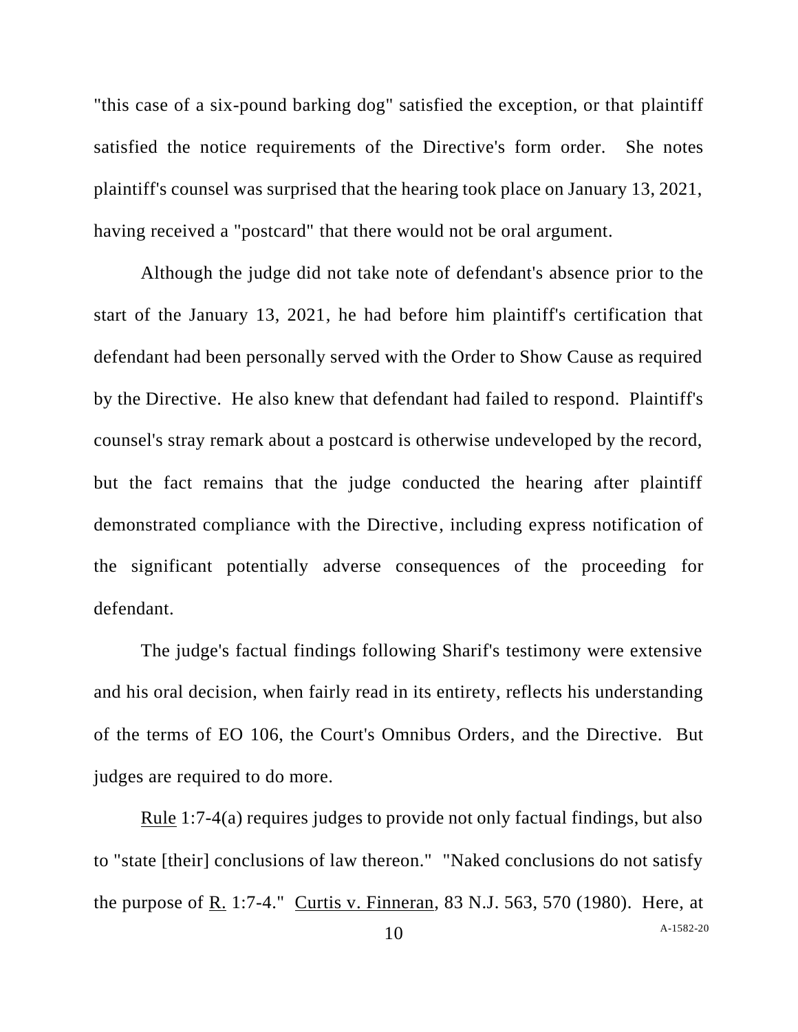"this case of a six-pound barking dog" satisfied the exception, or that plaintiff satisfied the notice requirements of the Directive's form order. She notes plaintiff's counsel was surprised that the hearing took place on January 13, 2021, having received a "postcard" that there would not be oral argument.

Although the judge did not take note of defendant's absence prior to the start of the January 13, 2021, he had before him plaintiff's certification that defendant had been personally served with the Order to Show Cause as required by the Directive. He also knew that defendant had failed to respond. Plaintiff's counsel's stray remark about a postcard is otherwise undeveloped by the record, but the fact remains that the judge conducted the hearing after plaintiff demonstrated compliance with the Directive, including express notification of the significant potentially adverse consequences of the proceeding for defendant.

The judge's factual findings following Sharif's testimony were extensive and his oral decision, when fairly read in its entirety, reflects his understanding of the terms of EO 106, the Court's Omnibus Orders, and the Directive. But judges are required to do more.

Rule 1:7-4(a) requires judges to provide not only factual findings, but also to "state [their] conclusions of law thereon." "Naked conclusions do not satisfy the purpose of R. 1:7-4." Curtis v. Finneran, 83 N.J. 563, 570 (1980). Here, at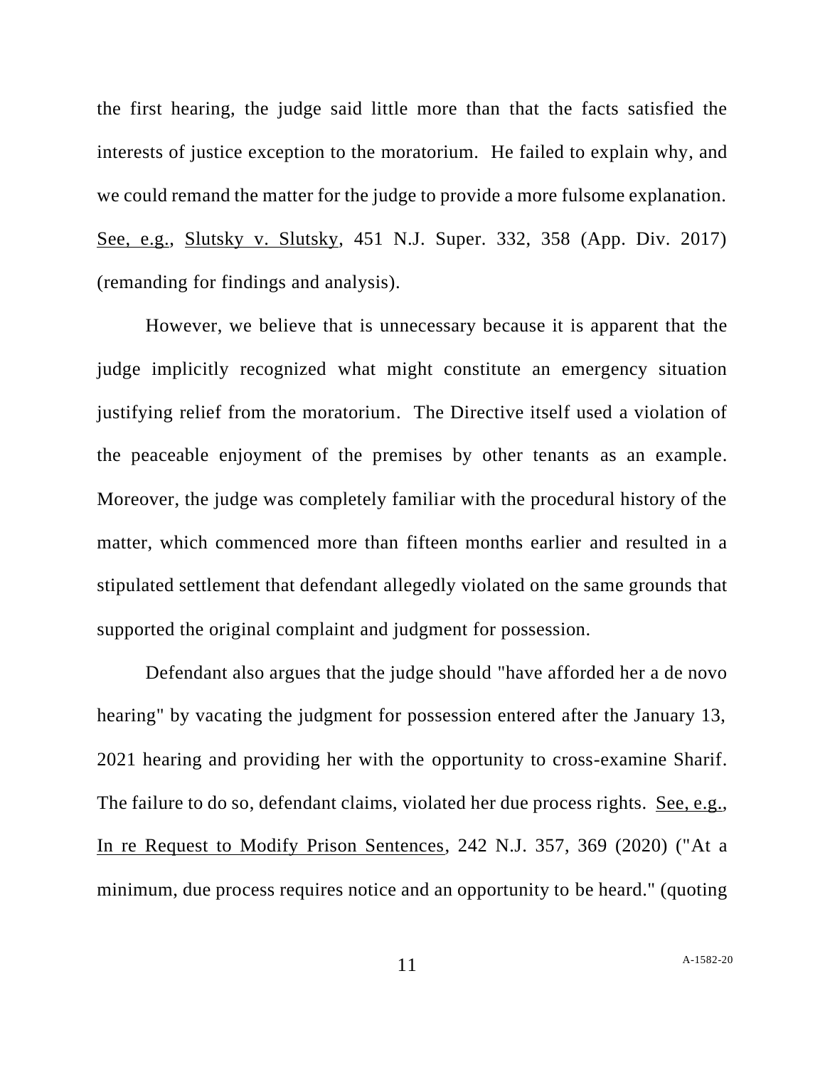the first hearing, the judge said little more than that the facts satisfied the interests of justice exception to the moratorium. He failed to explain why, and we could remand the matter for the judge to provide a more fulsome explanation. See, e.g., Slutsky v. Slutsky, 451 N.J. Super. 332, 358 (App. Div. 2017) (remanding for findings and analysis).

However, we believe that is unnecessary because it is apparent that the judge implicitly recognized what might constitute an emergency situation justifying relief from the moratorium. The Directive itself used a violation of the peaceable enjoyment of the premises by other tenants as an example. Moreover, the judge was completely familiar with the procedural history of the matter, which commenced more than fifteen months earlier and resulted in a stipulated settlement that defendant allegedly violated on the same grounds that supported the original complaint and judgment for possession.

Defendant also argues that the judge should "have afforded her a de novo hearing" by vacating the judgment for possession entered after the January 13, 2021 hearing and providing her with the opportunity to cross-examine Sharif. The failure to do so, defendant claims, violated her due process rights. See, e.g., In re Request to Modify Prison Sentences, 242 N.J. 357, 369 (2020) ("At a minimum, due process requires notice and an opportunity to be heard." (quoting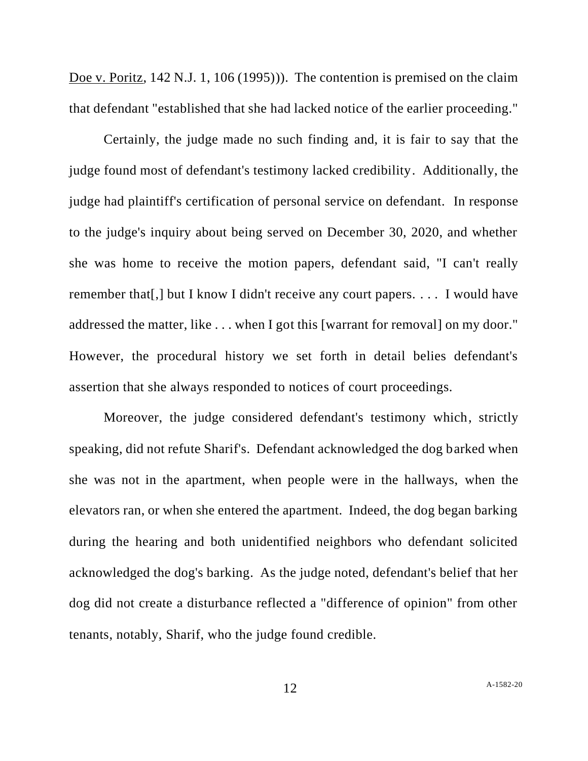Doe v. Poritz, 142 N.J. 1, 106 (1995))). The contention is premised on the claim that defendant "established that she had lacked notice of the earlier proceeding."

Certainly, the judge made no such finding and, it is fair to say that the judge found most of defendant's testimony lacked credibility. Additionally, the judge had plaintiff's certification of personal service on defendant. In response to the judge's inquiry about being served on December 30, 2020, and whether she was home to receive the motion papers, defendant said, "I can't really remember that[,] but I know I didn't receive any court papers. . . . I would have addressed the matter, like . . . when I got this [warrant for removal] on my door." However, the procedural history we set forth in detail belies defendant's assertion that she always responded to notices of court proceedings.

Moreover, the judge considered defendant's testimony which, strictly speaking, did not refute Sharif's. Defendant acknowledged the dog barked when she was not in the apartment, when people were in the hallways, when the elevators ran, or when she entered the apartment. Indeed, the dog began barking during the hearing and both unidentified neighbors who defendant solicited acknowledged the dog's barking. As the judge noted, defendant's belief that her dog did not create a disturbance reflected a "difference of opinion" from other tenants, notably, Sharif, who the judge found credible.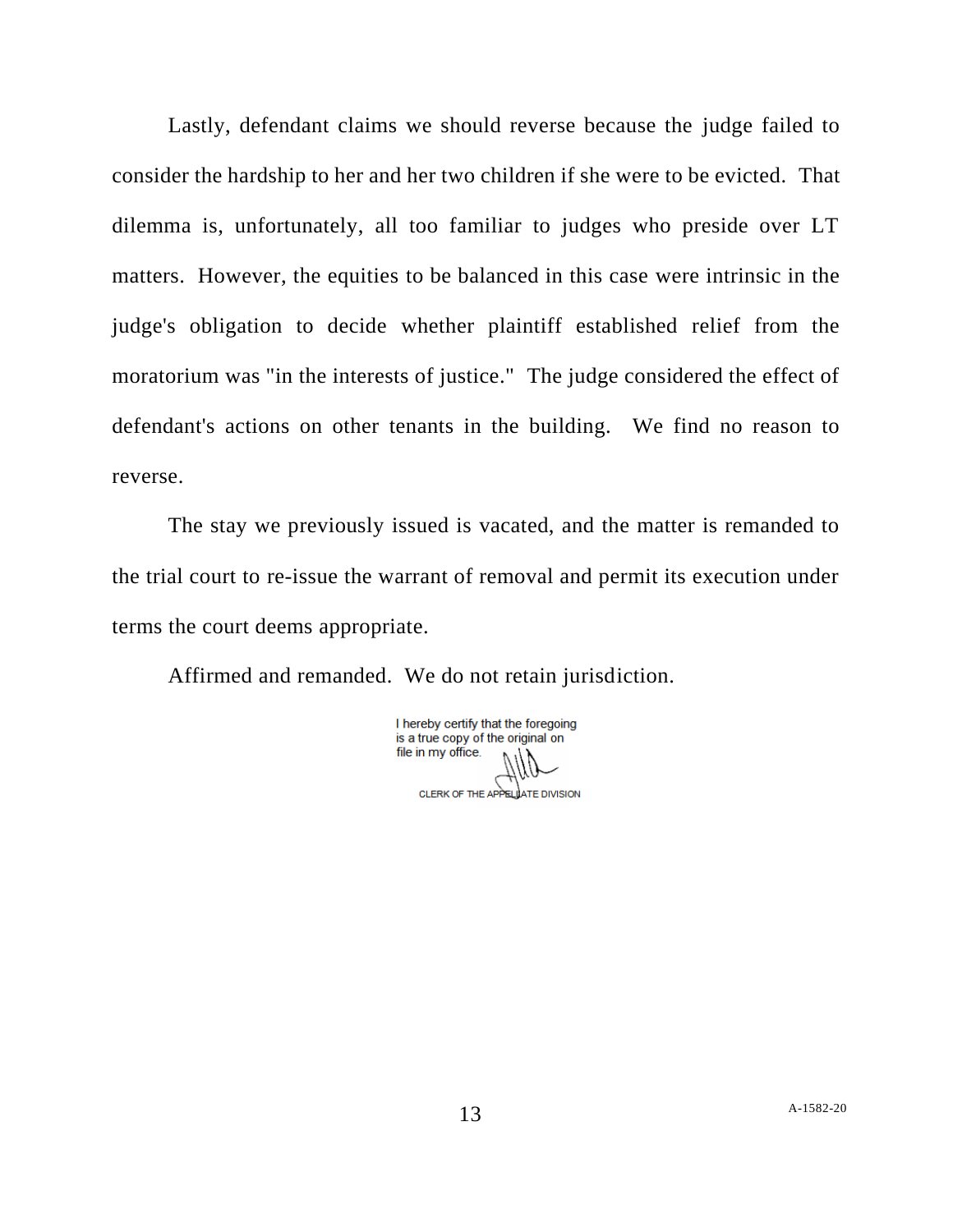Lastly, defendant claims we should reverse because the judge failed to consider the hardship to her and her two children if she were to be evicted. That dilemma is, unfortunately, all too familiar to judges who preside over LT matters. However, the equities to be balanced in this case were intrinsic in the judge's obligation to decide whether plaintiff established relief from the moratorium was "in the interests of justice." The judge considered the effect of defendant's actions on other tenants in the building. We find no reason to reverse.

The stay we previously issued is vacated, and the matter is remanded to the trial court to re-issue the warrant of removal and permit its execution under terms the court deems appropriate.

Affirmed and remanded. We do not retain jurisdiction.

I hereby certify that the foregoing is a true copy of the original on file in my office.

CLERK OF THE APPELLATE DIVISION